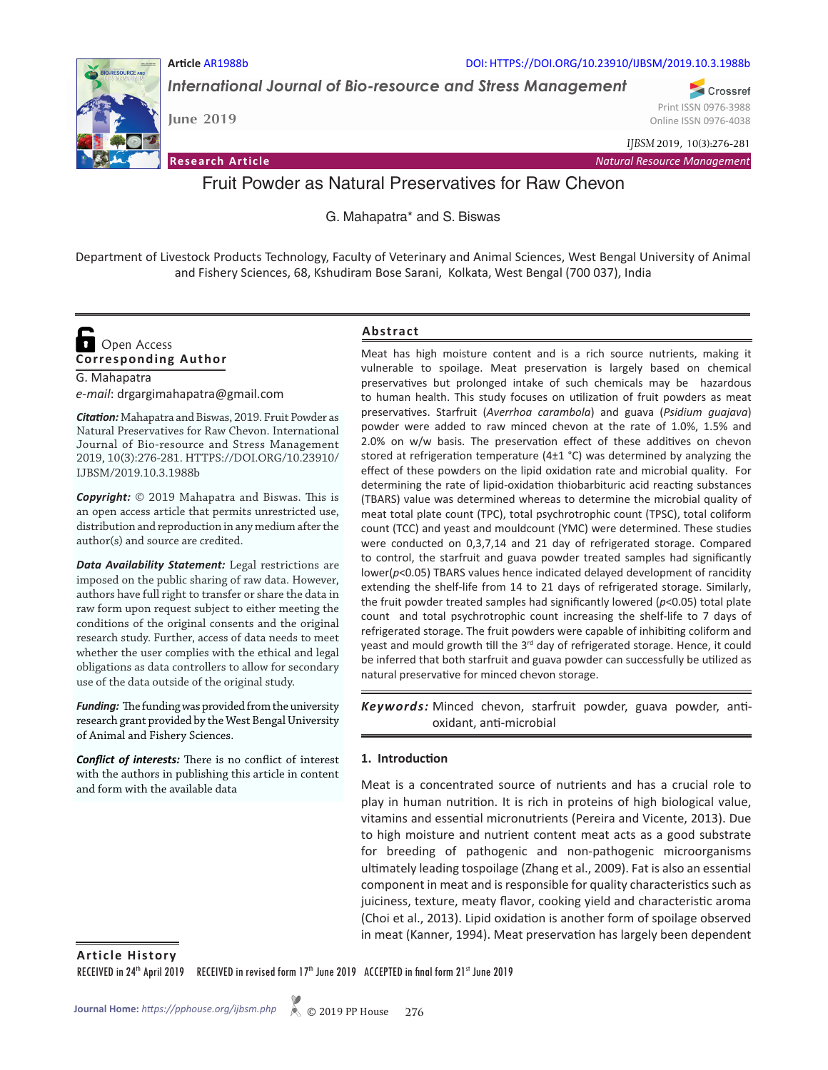Article AR1988b

DOI: HTTPS://DOI.ORG/10.23910/IJBSM/2019.10.3.1988b

*International Journal of Bio-resource and Stress Management*

June 2019

Print ISSN 0976-3988
Online ISSN 0976-4038

*IJBSM* 2019, 10(3):276-281

**Research Article** *Natural Resource Management*

# Fruit Powder as Natural Preservatives for Raw Chevon

G. Mahapatra* and S. Biswas

Department of Livestock Products Technology, Faculty of Veterinary and Animal Sciences, West Bengal University of Animal and Fishery Sciences, 68, Kshudiram Bose Sarani, Kolkata, West Bengal (700 037), India

Open Access

**Corresponding Author**

G. Mahapatra

*e-mail*: drgargimahapatra@gmail.com

***Citation:*** Mahapatra and Biswas, 2019. Fruit Powder as Natural Preservatives for Raw Chevon. International Journal of Bio-resource and Stress Management 2019, 10(3):276-281. HTTPS://DOI.ORG/10.23910/IJBSM/2019.10.3.1988b

***Copyright:*** © 2019 Mahapatra and Biswas. This is an open access article that permits unrestricted use, distribution and reproduction in any medium after the author(s) and source are credited.

***Data Availability Statement:*** Legal restrictions are imposed on the public sharing of raw data. However, authors have full right to transfer or share the data in raw form upon request subject to either meeting the conditions of the original consents and the original research study. Further, access of data needs to meet whether the user complies with the ethical and legal obligations as data controllers to allow for secondary use of the data outside of the original study.

***Funding:*** The funding was provided from the university research grant provided by the West Bengal University of Animal and Fishery Sciences.

***Conflict of interests:*** There is no conflict of interest with the authors in publishing this article in content and form with the available data

## Abstract

Meat has high moisture content and is a rich source nutrients, making it vulnerable to spoilage. Meat preservation is largely based on chemical preservatives but prolonged intake of such chemicals may be hazardous to human health. This study focuses on utilization of fruit powders as meat preservatives. Starfruit (*Averrhoa carambola*) and guava (*Psidium guajava*) powder were added to raw minced chevon at the rate of 1.0%, 1.5% and 2.0% on w/w basis. The preservation effect of these additives on chevon stored at refrigeration temperature (4±1 °C) was determined by analyzing the effect of these powders on the lipid oxidation rate and microbial quality. For determining the rate of lipid-oxidation thiobarbituric acid reacting substances (TBARS) value was determined whereas to determine the microbial quality of meat total plate count (TPC), total psychrotrophic count (TPSC), total coliform count (TCC) and yeast and mouldcount (YMC) were determined. These studies were conducted on 0,3,7,14 and 21 day of refrigerated storage. Compared to control, the starfruit and guava powder treated samples had significantly lower($p$<0.05) TBARS values hence indicated delayed development of rancidity extending the shelf-life from 14 to 21 days of refrigerated storage. Similarly, the fruit powder treated samples had significantly lowered ($p$<0.05) total plate count and total psychrotrophic count increasing the shelf-life to 7 days of refrigerated storage. The fruit powders were capable of inhibiting coliform and yeast and mould growth till the 3rd day of refrigerated storage. Hence, it could be inferred that both starfruit and guava powder can successfully be utilized as natural preservative for minced chevon storage.

***Keywords:*** Minced chevon, starfruit powder, guava powder, anti-oxidant, anti-microbial

## 1. Introduction

Meat is a concentrated source of nutrients and has a crucial role to play in human nutrition. It is rich in proteins of high biological value, vitamins and essential micronutrients (Pereira and Vicente, 2013). Due to high moisture and nutrient content meat acts as a good substrate for breeding of pathogenic and non-pathogenic microorganisms ultimately leading tospoilage (Zhang et al., 2009). Fat is also an essential component in meat and is responsible for quality characteristics such as juiciness, texture, meaty flavor, cooking yield and characteristic aroma (Choi et al., 2013). Lipid oxidation is another form of spoilage observed in meat (Kanner, 1994). Meat preservation has largely been dependent

**Article History**

RECEIVED in 24th April 2019 RECEIVED in revised form 17th June 2019 ACCEPTED in final form 21st June 2019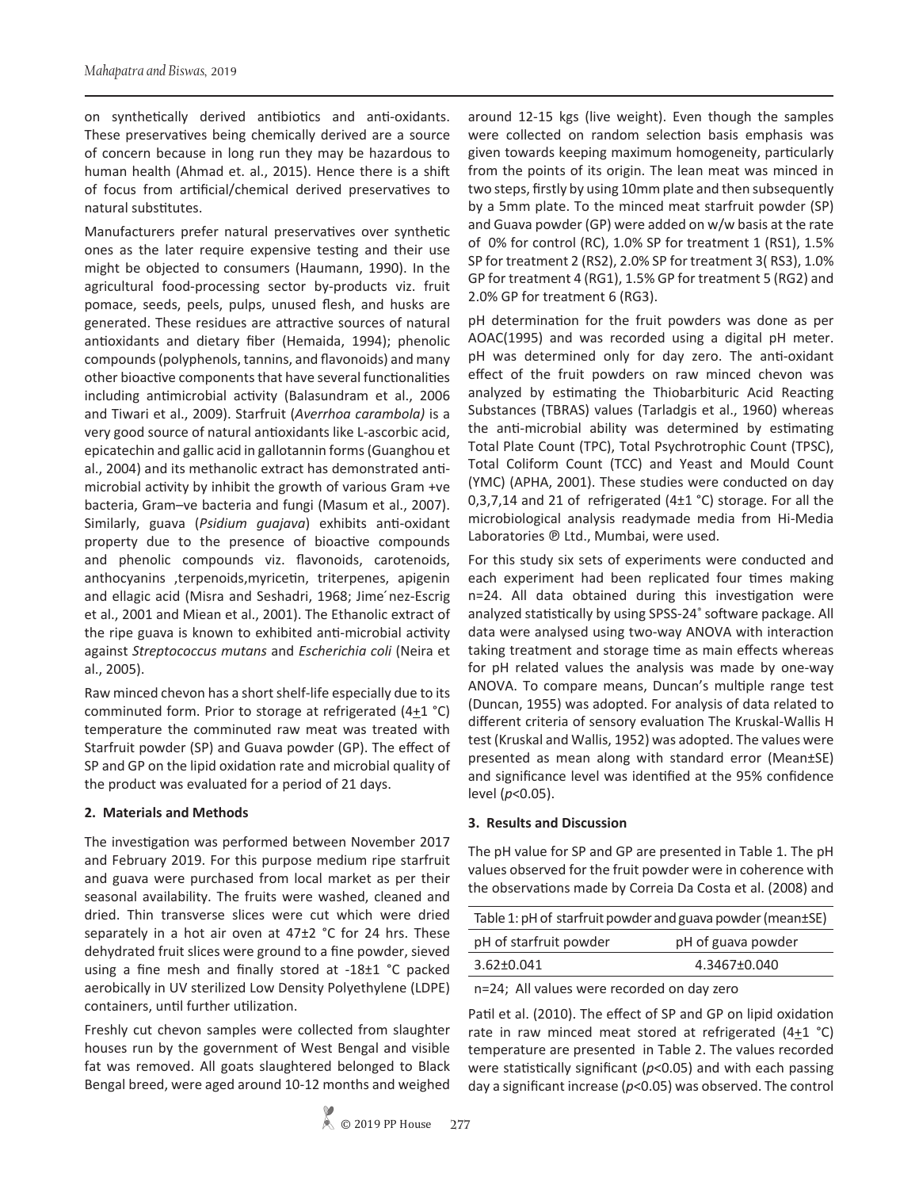on synthetically derived antibiotics and anti-oxidants. These preservatives being chemically derived are a source of concern because in long run they may be hazardous to human health (Ahmad et. al., 2015). Hence there is a shift of focus from artificial/chemical derived preservatives to natural substitutes.

Manufacturers prefer natural preservatives over synthetic ones as the later require expensive testing and their use might be objected to consumers (Haumann, 1990). In the agricultural food-processing sector by-products viz. fruit pomace, seeds, peels, pulps, unused flesh, and husks are generated. These residues are attractive sources of natural antioxidants and dietary fiber (Hemaida, 1994); phenolic compounds (polyphenols, tannins, and flavonoids) and many other bioactive components that have several functionalities including antimicrobial activity (Balasundram et al., 2006 and Tiwari et al., 2009). Starfruit (*Averrhoa carambola)* is a very good source of natural antioxidants like L-ascorbic acid, epicatechin and gallic acid in gallotannin forms (Guanghou et al., 2004) and its methanolic extract has demonstrated anti-microbial activity by inhibit the growth of various Gram +ve bacteria, Gram–ve bacteria and fungi (Masum et al., 2007). Similarly, guava (*Psidium guajava*) exhibits anti-oxidant property due to the presence of bioactive compounds and phenolic compounds viz. flavonoids, carotenoids, anthocyanins ,terpenoids,myricetin, triterpenes, apigenin and ellagic acid (Misra and Seshadri, 1968; Jime´nez-Escrig et al., 2001 and Miean et al., 2001). The Ethanolic extract of the ripe guava is known to exhibited anti-microbial activity against *Streptococcus mutans* and *Escherichia coli* (Neira et al., 2005).

Raw minced chevon has a short shelf-life especially due to its comminuted form. Prior to storage at refrigerated (4±1 °C) temperature the comminuted raw meat was treated with Starfruit powder (SP) and Guava powder (GP). The effect of SP and GP on the lipid oxidation rate and microbial quality of the product was evaluated for a period of 21 days.

## 2. Materials and Methods

The investigation was performed between November 2017 and February 2019. For this purpose medium ripe starfruit and guava were purchased from local market as per their seasonal availability. The fruits were washed, cleaned and dried. Thin transverse slices were cut which were dried separately in a hot air oven at 47±2 °C for 24 hrs. These dehydrated fruit slices were ground to a fine powder, sieved using a fine mesh and finally stored at -18±1 °C packed aerobically in UV sterilized Low Density Polyethylene (LDPE) containers, until further utilization.

Freshly cut chevon samples were collected from slaughter houses run by the government of West Bengal and visible fat was removed. All goats slaughtered belonged to Black Bengal breed, were aged around 10-12 months and weighed around 12-15 kgs (live weight). Even though the samples were collected on random selection basis emphasis was given towards keeping maximum homogeneity, particularly from the points of its origin. The lean meat was minced in two steps, firstly by using 10mm plate and then subsequently by a 5mm plate. To the minced meat starfruit powder (SP) and Guava powder (GP) were added on w/w basis at the rate of 0% for control (RC), 1.0% SP for treatment 1 (RS1), 1.5% SP for treatment 2 (RS2), 2.0% SP for treatment 3( RS3), 1.0% GP for treatment 4 (RG1), 1.5% GP for treatment 5 (RG2) and 2.0% GP for treatment 6 (RG3).

pH determination for the fruit powders was done as per AOAC(1995) and was recorded using a digital pH meter. pH was determined only for day zero. The anti-oxidant effect of the fruit powders on raw minced chevon was analyzed by estimating the Thiobarbituric Acid Reacting Substances (TBRAS) values (Tarladgis et al., 1960) whereas the anti-microbial ability was determined by estimating Total Plate Count (TPC), Total Psychrotrophic Count (TPSC), Total Coliform Count (TCC) and Yeast and Mould Count (YMC) (APHA, 2001). These studies were conducted on day 0,3,7,14 and 21 of refrigerated (4±1 °C) storage. For all the microbiological analysis readymade media from Hi-Media Laboratories ℗ Ltd., Mumbai, were used.

For this study six sets of experiments were conducted and each experiment had been replicated four times making n=24. All data obtained during this investigation were analyzed statistically by using SPSS-24® software package. All data were analysed using two-way ANOVA with interaction taking treatment and storage time as main effects whereas for pH related values the analysis was made by one-way ANOVA. To compare means, Duncan's multiple range test (Duncan, 1955) was adopted. For analysis of data related to different criteria of sensory evaluation The Kruskal-Wallis H test (Kruskal and Wallis, 1952) was adopted. The values were presented as mean along with standard error (Mean±SE) and significance level was identified at the 95% confidence level ($p<0.05$).

## 3. Results and Discussion

The pH value for SP and GP are presented in Table 1. The pH values observed for the fruit powder were in coherence with the observations made by Correia Da Costa et al. (2008) and Patil et al. (2010). The effect of SP and GP on lipid oxidation rate in raw minced meat stored at refrigerated (4±1 °C) temperature are presented in Table 2. The values recorded were statistically significant ($p<0.05$) and with each passing day a significant increase ($p<0.05$) was observed. The control

Table 1: pH of starfruit powder and guava powder (mean±SE)

| pH of starfruit powder | pH of guava powder |
|---|---|
| 3.62±0.041 | 4.3467±0.040 |

n=24; All values were recorded on day zero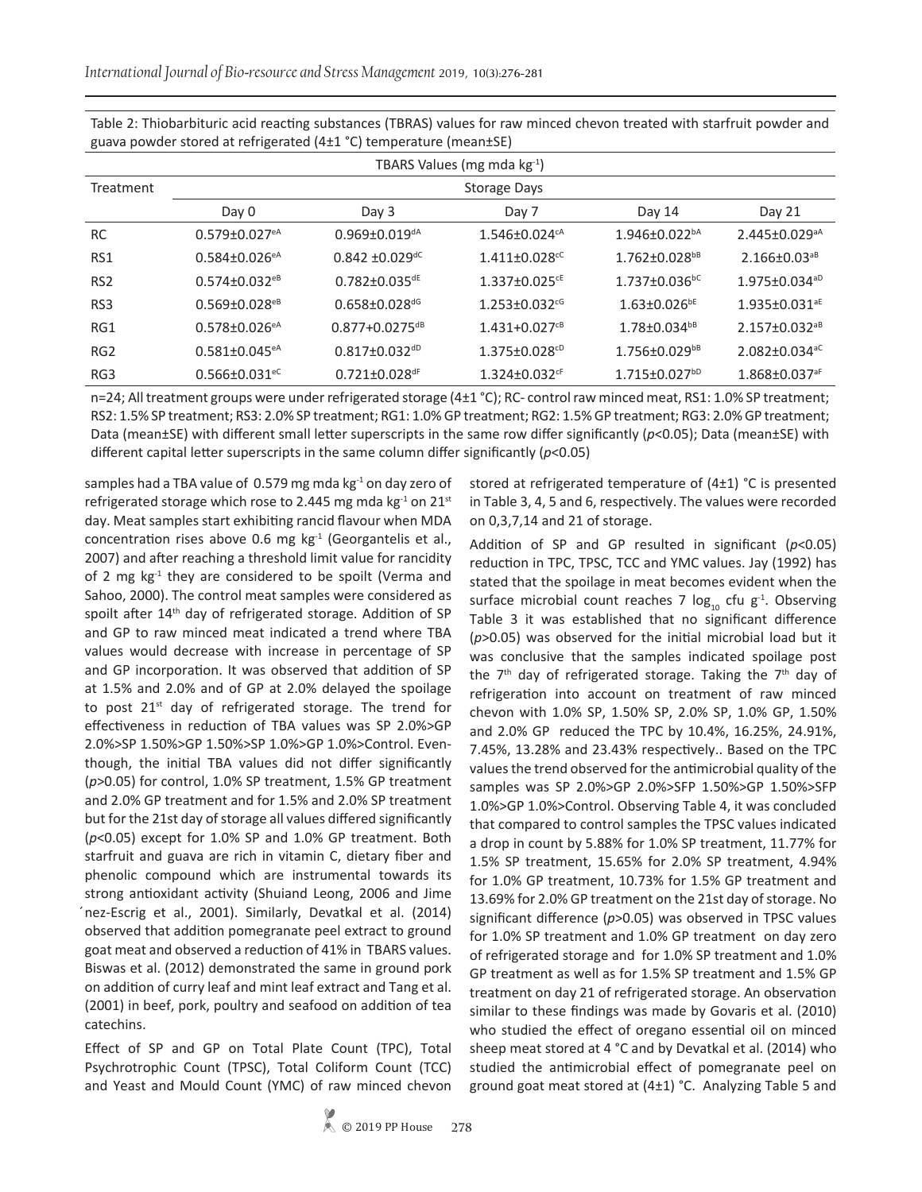Table 2: Thiobarbituric acid reacting substances (TBRAS) values for raw minced chevon treated with starfruit powder and guava powder stored at refrigerated (4±1 °C) temperature (mean±SE)

| Treatment | TBARS Values (mg mda kg$^{-1}$) | | | | |
|---|---|---|---|---|---|
| | Storage Days | | | | |
| | Day 0 | Day 3 | Day 7 | Day 14 | Day 21 |
| RC | 0.579±0.027$^{eA}$ | 0.969±0.019$^{dA}$ | 1.546±0.024$^{cA}$ | 1.946±0.022$^{bA}$ | 2.445±0.029$^{aA}$ |
| RS1 | 0.584±0.026$^{eA}$ | 0.842 ±0.029$^{dC}$ | 1.411±0.028$^{cC}$ | 1.762±0.028$^{bB}$ | 2.166±0.03$^{aB}$ |
| RS2 | 0.574±0.032$^{eB}$ | 0.782±0.035$^{dE}$ | 1.337±0.025$^{cE}$ | 1.737±0.036$^{bC}$ | 1.975±0.034$^{aD}$ |
| RS3 | 0.569±0.028$^{eB}$ | 0.658±0.028$^{dG}$ | 1.253±0.032$^{cG}$ | 1.63±0.026$^{bE}$ | 1.935±0.031$^{aE}$ |
| RG1 | 0.578±0.026$^{eA}$ | 0.877+0.0275$^{dB}$ | 1.431+0.027$^{cB}$ | 1.78±0.034$^{bB}$ | 2.157±0.032$^{aB}$ |
| RG2 | 0.581±0.045$^{eA}$ | 0.817±0.032$^{dD}$ | 1.375±0.028$^{cD}$ | 1.756±0.029$^{bB}$ | 2.082±0.034$^{aC}$ |
| RG3 | 0.566±0.031$^{eC}$ | 0.721±0.028$^{dF}$ | 1.324±0.032$^{cF}$ | 1.715±0.027$^{bD}$ | 1.868±0.037$^{aF}$ |

n=24; All treatment groups were under refrigerated storage (4±1 °C); RC- control raw minced meat, RS1: 1.0% SP treatment; RS2: 1.5% SP treatment; RS3: 2.0% SP treatment; RG1: 1.0% GP treatment; RG2: 1.5% GP treatment; RG3: 2.0% GP treatment; Data (mean±SE) with different small letter superscripts in the same row differ significantly ($p<0.05$); Data (mean±SE) with different capital letter superscripts in the same column differ significantly ($p<0.05$)

samples had a TBA value of 0.579 mg mda kg$^{-1}$ on day zero of refrigerated storage which rose to 2.445 mg mda kg$^{-1}$ on 21$^{st}$ day. Meat samples start exhibiting rancid flavour when MDA concentration rises above 0.6 mg kg$^{-1}$ (Georgantelis et al., 2007) and after reaching a threshold limit value for rancidity of 2 mg kg$^{-1}$ they are considered to be spoilt (Verma and Sahoo, 2000). The control meat samples were considered as spoilt after 14$^{th}$ day of refrigerated storage. Addition of SP and GP to raw minced meat indicated a trend where TBA values would decrease with increase in percentage of SP and GP incorporation. It was observed that addition of SP at 1.5% and 2.0% and of GP at 2.0% delayed the spoilage to post 21$^{st}$ day of refrigerated storage. The trend for effectiveness in reduction of TBA values was SP 2.0%>GP 2.0%>SP 1.50%>GP 1.50%>SP 1.0%>GP 1.0%>Control. Even-though, the initial TBA values did not differ significantly ($p>0.05$) for control, 1.0% SP treatment, 1.5% GP treatment and 2.0% GP treatment and for 1.5% and 2.0% SP treatment but for the 21st day of storage all values differed significantly ($p<0.05$) except for 1.0% SP and 1.0% GP treatment. Both starfruit and guava are rich in vitamin C, dietary fiber and phenolic compound which are instrumental towards its strong antioxidant activity (Shuiand Leong, 2006 and Jime ́nez-Escrig et al., 2001). Similarly, Devatkal et al. (2014) observed that addition pomegranate peel extract to ground goat meat and observed a reduction of 41% in TBARS values. Biswas et al. (2012) demonstrated the same in ground pork on addition of curry leaf and mint leaf extract and Tang et al. (2001) in beef, pork, poultry and seafood on addition of tea catechins.

Effect of SP and GP on Total Plate Count (TPC), Total Psychrotrophic Count (TPSC), Total Coliform Count (TCC) and Yeast and Mould Count (YMC) of raw minced chevon stored at refrigerated temperature of (4±1) °C is presented in Table 3, 4, 5 and 6, respectively. The values were recorded on 0,3,7,14 and 21 of storage.

Addition of SP and GP resulted in significant ($p<0.05$) reduction in TPC, TPSC, TCC and YMC values. Jay (1992) has stated that the spoilage in meat becomes evident when the surface microbial count reaches 7 $\log_{10}$ cfu g$^{-1}$. Observing Table 3 it was established that no significant difference ($p>0.05$) was observed for the initial microbial load but it was conclusive that the samples indicated spoilage post the 7$^{th}$ day of refrigerated storage. Taking the 7$^{th}$ day of refrigeration into account on treatment of raw minced chevon with 1.0% SP, 1.50% SP, 2.0% SP, 1.0% GP, 1.50% and 2.0% GP reduced the TPC by 10.4%, 16.25%, 24.91%, 7.45%, 13.28% and 23.43% respectively.. Based on the TPC values the trend observed for the antimicrobial quality of the samples was SP 2.0%>GP 2.0%>SFP 1.50%>GP 1.50%>SFP 1.0%>GP 1.0%>Control. Observing Table 4, it was concluded that compared to control samples the TPSC values indicated a drop in count by 5.88% for 1.0% SP treatment, 11.77% for 1.5% SP treatment, 15.65% for 2.0% SP treatment, 4.94% for 1.0% GP treatment, 10.73% for 1.5% GP treatment and 13.69% for 2.0% GP treatment on the 21st day of storage. No significant difference ($p>0.05$) was observed in TPSC values for 1.0% SP treatment and 1.0% GP treatment on day zero of refrigerated storage and for 1.0% SP treatment and 1.0% GP treatment as well as for 1.5% SP treatment and 1.5% GP treatment on day 21 of refrigerated storage. An observation similar to these findings was made by Govaris et al. (2010) who studied the effect of oregano essential oil on minced sheep meat stored at 4 °C and by Devatkal et al. (2014) who studied the antimicrobial effect of pomegranate peel on ground goat meat stored at (4±1) °C. Analyzing Table 5 and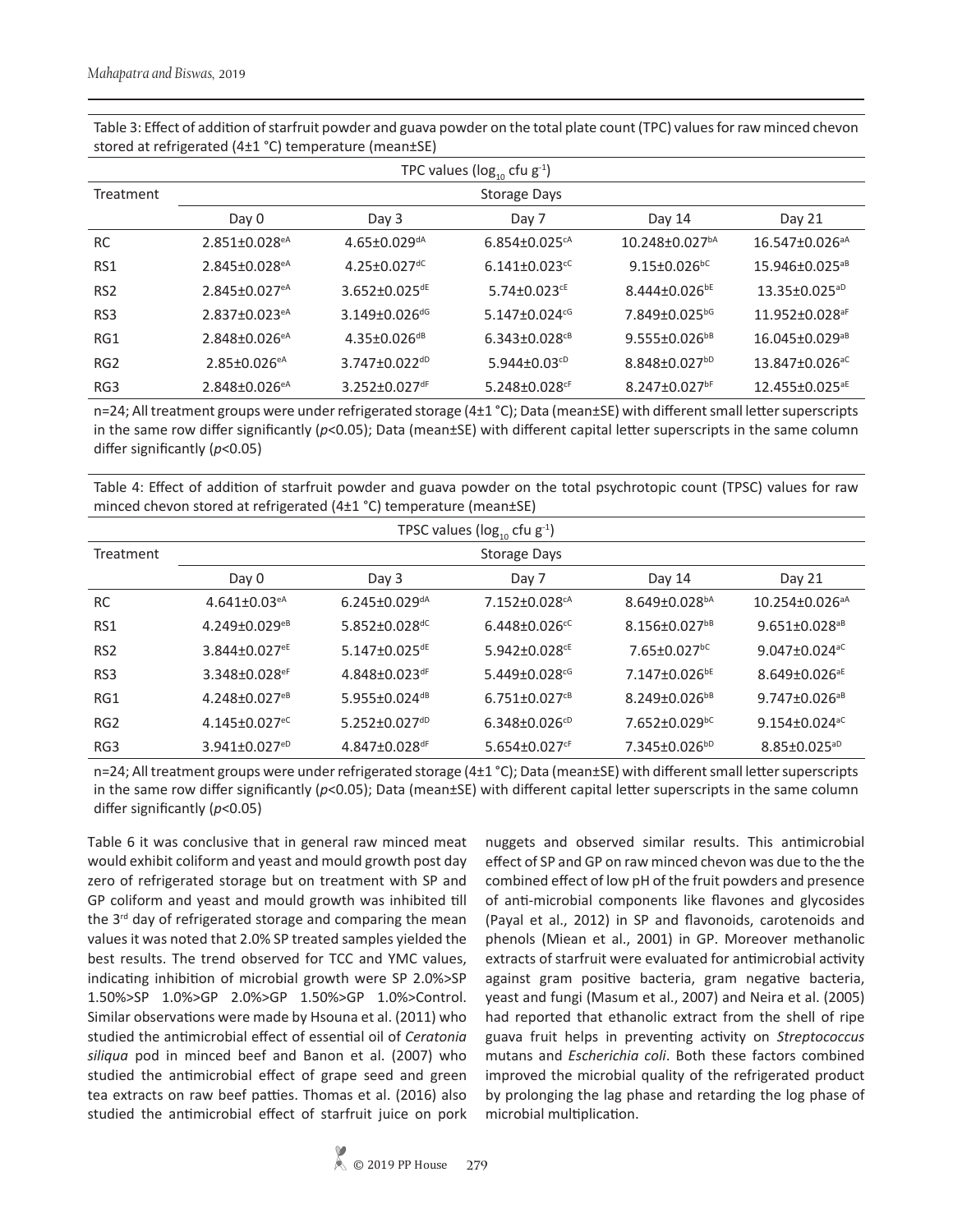Table 3: Effect of addition of starfruit powder and guava powder on the total plate count (TPC) values for raw minced chevon stored at refrigerated (4±1 °C) temperature (mean±SE)

| Treatment | TPC values ($log_{10}$ cfu $g^{-1}$) | | | | |
|---|---|---|---|---|---|
| | Storage Days | | | | |
| | Day 0 | Day 3 | Day 7 | Day 14 | Day 21 |
| RC | $2.851±0.028^{eA}$ | $4.65±0.029^{dA}$ | $6.854±0.025^{cA}$ | $10.248±0.027^{bA}$ | $16.547±0.026^{aA}$ |
| RS1 | $2.845±0.028^{eA}$ | $4.25±0.027^{dC}$ | $6.141±0.023^{cC}$ | $9.15±0.026^{bC}$ | $15.946±0.025^{aB}$ |
| RS2 | $2.845±0.027^{eA}$ | $3.652±0.025^{dE}$ | $5.74±0.023^{cE}$ | $8.444±0.026^{bE}$ | $13.35±0.025^{aD}$ |
| RS3 | $2.837±0.023^{eA}$ | $3.149±0.026^{dG}$ | $5.147±0.024^{cG}$ | $7.849±0.025^{bG}$ | $11.952±0.028^{aF}$ |
| RG1 | $2.848±0.026^{eA}$ | $4.35±0.026^{dB}$ | $6.343±0.028^{cB}$ | $9.555±0.026^{bB}$ | $16.045±0.029^{aB}$ |
| RG2 | $2.85±0.026^{eA}$ | $3.747±0.022^{dD}$ | $5.944±0.03^{cD}$ | $8.848±0.027^{bD}$ | $13.847±0.026^{aC}$ |
| RG3 | $2.848±0.026^{eA}$ | $3.252±0.027^{dF}$ | $5.248±0.028^{cF}$ | $8.247±0.027^{bF}$ | $12.455±0.025^{aE}$ |

n=24; All treatment groups were under refrigerated storage (4±1 °C); Data (mean±SE) with different small letter superscripts in the same row differ significantly ($p<0.05$); Data (mean±SE) with different capital letter superscripts in the same column differ significantly ($p<0.05$)

Table 4: Effect of addition of starfruit powder and guava powder on the total psychrotopic count (TPSC) values for raw minced chevon stored at refrigerated (4±1 °C) temperature (mean±SE)

| Treatment | TPSC values ($log_{10}$ cfu $g^{-1}$) | | | | |
|---|---|---|---|---|---|
| | Storage Days | | | | |
| | Day 0 | Day 3 | Day 7 | Day 14 | Day 21 |
| RC | $4.641±0.03^{eA}$ | $6.245±0.029^{dA}$ | $7.152±0.028^{cA}$ | $8.649±0.028^{bA}$ | $10.254±0.026^{aA}$ |
| RS1 | $4.249±0.029^{eB}$ | $5.852±0.028^{dC}$ | $6.448±0.026^{cC}$ | $8.156±0.027^{bB}$ | $9.651±0.028^{aB}$ |
| RS2 | $3.844±0.027^{eE}$ | $5.147±0.025^{dE}$ | $5.942±0.028^{cE}$ | $7.65±0.027^{bC}$ | $9.047±0.024^{aC}$ |
| RS3 | $3.348±0.028^{eF}$ | $4.848±0.023^{dF}$ | $5.449±0.028^{cG}$ | $7.147±0.026^{bE}$ | $8.649±0.026^{aE}$ |
| RG1 | $4.248±0.027^{eB}$ | $5.955±0.024^{dB}$ | $6.751±0.027^{cB}$ | $8.249±0.026^{bB}$ | $9.747±0.026^{aB}$ |
| RG2 | $4.145±0.027^{eC}$ | $5.252±0.027^{dD}$ | $6.348±0.026^{cD}$ | $7.652±0.029^{bC}$ | $9.154±0.024^{aC}$ |
| RG3 | $3.941±0.027^{eD}$ | $4.847±0.028^{dF}$ | $5.654±0.027^{cF}$ | $7.345±0.026^{bD}$ | $8.85±0.025^{aD}$ |

n=24; All treatment groups were under refrigerated storage (4±1 °C); Data (mean±SE) with different small letter superscripts in the same row differ significantly ($p<0.05$); Data (mean±SE) with different capital letter superscripts in the same column differ significantly ($p<0.05$)

Table 6 it was conclusive that in general raw minced meat would exhibit coliform and yeast and mould growth post day zero of refrigerated storage but on treatment with SP and GP coliform and yeast and mould growth was inhibited till the 3rd day of refrigerated storage and comparing the mean values it was noted that 2.0% SP treated samples yielded the best results. The trend observed for TCC and YMC values, indicating inhibition of microbial growth were SP 2.0%>SP 1.50%>SP 1.0%>GP 2.0%>GP 1.50%>GP 1.0%>Control. Similar observations were made by Hsouna et al. (2011) who studied the antimicrobial effect of essential oil of *Ceratonia siliqua* pod in minced beef and Banon et al. (2007) who studied the antimicrobial effect of grape seed and green tea extracts on raw beef patties. Thomas et al. (2016) also studied the antimicrobial effect of starfruit juice on pork nuggets and observed similar results. This antimicrobial effect of SP and GP on raw minced chevon was due to the the combined effect of low pH of the fruit powders and presence of anti-microbial components like flavones and glycosides (Payal et al., 2012) in SP and flavonoids, carotenoids and phenols (Miean et al., 2001) in GP. Moreover methanolic extracts of starfruit were evaluated for antimicrobial activity against gram positive bacteria, gram negative bacteria, yeast and fungi (Masum et al., 2007) and Neira et al. (2005) had reported that ethanolic extract from the shell of ripe guava fruit helps in preventing activity on *Streptococcus* mutans and *Escherichia coli*. Both these factors combined improved the microbial quality of the refrigerated product by prolonging the lag phase and retarding the log phase of microbial multiplication.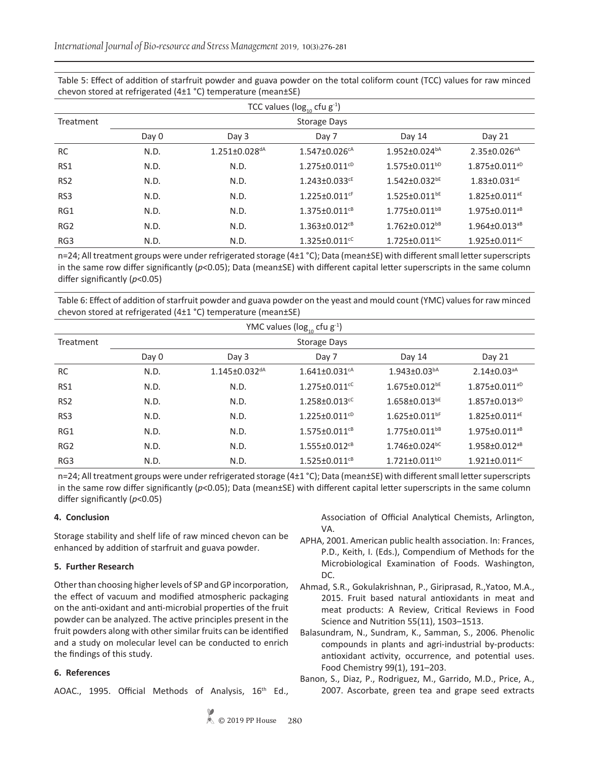Table 5: Effect of addition of starfruit powder and guava powder on the total coliform count (TCC) values for raw minced chevon stored at refrigerated (4±1 °C) temperature (mean±SE)

| Treatment | TCC values ($log_{10}$ cfu $g^{-1}$) Storage Days | | | | |
|---|---|---|---|---|---|
| | Day 0 | Day 3 | Day 7 | Day 14 | Day 21 |
| RC | N.D. | 1.251±0.028$^{dA}$ | 1.547±0.026$^{cA}$ | 1.952±0.024$^{bA}$ | 2.35±0.026$^{aA}$ |
| RS1 | N.D. | N.D. | 1.275±0.011$^{cD}$ | 1.575±0.011$^{bD}$ | 1.875±0.011$^{aD}$ |
| RS2 | N.D. | N.D. | 1.243±0.033$^{cE}$ | 1.542±0.032$^{bE}$ | 1.83±0.031$^{aE}$ |
| RS3 | N.D. | N.D. | 1.225±0.011$^{cF}$ | 1.525±0.011$^{bE}$ | 1.825±0.011$^{aE}$ |
| RG1 | N.D. | N.D. | 1.375±0.011$^{cB}$ | 1.775±0.011$^{bB}$ | 1.975±0.011$^{aB}$ |
| RG2 | N.D. | N.D. | 1.363±0.012$^{cB}$ | 1.762±0.012$^{bB}$ | 1.964±0.013$^{aB}$ |
| RG3 | N.D. | N.D. | 1.325±0.011$^{cC}$ | 1.725±0.011$^{bC}$ | 1.925±0.011$^{aC}$ |

n=24; All treatment groups were under refrigerated storage (4±1 °C); Data (mean±SE) with different small letter superscripts in the same row differ significantly ($p$<0.05); Data (mean±SE) with different capital letter superscripts in the same column differ significantly ($p$<0.05)

Table 6: Effect of addition of starfruit powder and guava powder on the yeast and mould count (YMC) values for raw minced chevon stored at refrigerated (4±1 °C) temperature (mean±SE)

| Treatment | YMC values ($log_{10}$ cfu $g^{-1}$) Storage Days | | | | |
|---|---|---|---|---|---|
| | Day 0 | Day 3 | Day 7 | Day 14 | Day 21 |
| RC | N.D. | 1.145±0.032$^{dA}$ | 1.641±0.031$^{cA}$ | 1.943±0.03$^{bA}$ | 2.14±0.03$^{aA}$ |
| RS1 | N.D. | N.D. | 1.275±0.011$^{cC}$ | 1.675±0.012$^{bE}$ | 1.875±0.011$^{aD}$ |
| RS2 | N.D. | N.D. | 1.258±0.013$^{cC}$ | 1.658±0.013$^{bE}$ | 1.857±0.013$^{aD}$ |
| RS3 | N.D. | N.D. | 1.225±0.011$^{cD}$ | 1.625±0.011$^{bF}$ | 1.825±0.011$^{aE}$ |
| RG1 | N.D. | N.D. | 1.575±0.011$^{cB}$ | 1.775±0.011$^{bB}$ | 1.975±0.011$^{aB}$ |
| RG2 | N.D. | N.D. | 1.555±0.012$^{cB}$ | 1.746±0.024$^{bC}$ | 1.958±0.012$^{aB}$ |
| RG3 | N.D. | N.D. | 1.525±0.011$^{cB}$ | 1.721±0.011$^{bD}$ | 1.921±0.011$^{aC}$ |

n=24; All treatment groups were under refrigerated storage (4±1 °C); Data (mean±SE) with different small letter superscripts in the same row differ significantly ($p$<0.05); Data (mean±SE) with different capital letter superscripts in the same column differ significantly ($p$<0.05)

## 4. Conclusion

Storage stability and shelf life of raw minced chevon can be enhanced by addition of starfruit and guava powder.

## 5. Further Research

Other than choosing higher levels of SP and GP incorporation, the effect of vacuum and modified atmospheric packaging on the anti-oxidant and anti-microbial properties of the fruit powder can be analyzed. The active principles present in the fruit powders along with other similar fruits can be identified and a study on molecular level can be conducted to enrich the findings of this study.

## 6. References

AOAC., 1995. Official Methods of Analysis, 16th Ed., Association of Official Analytical Chemists, Arlington, VA.

APHA, 2001. American public health association. In: Frances, P.D., Keith, I. (Eds.), Compendium of Methods for the Microbiological Examination of Foods. Washington, DC.

Ahmad, S.R., Gokulakrishnan, P., Giriprasad, R.,Yatoo, M.A., 2015. Fruit based natural antioxidants in meat and meat products: A Review, Critical Reviews in Food Science and Nutrition 55(11), 1503–1513.

Balasundram, N., Sundram, K., Samman, S., 2006. Phenolic compounds in plants and agri-industrial by-products: antioxidant activity, occurrence, and potential uses. Food Chemistry 99(1), 191–203.

Banon, S., Diaz, P., Rodriguez, M., Garrido, M.D., Price, A., 2007. Ascorbate, green tea and grape seed extracts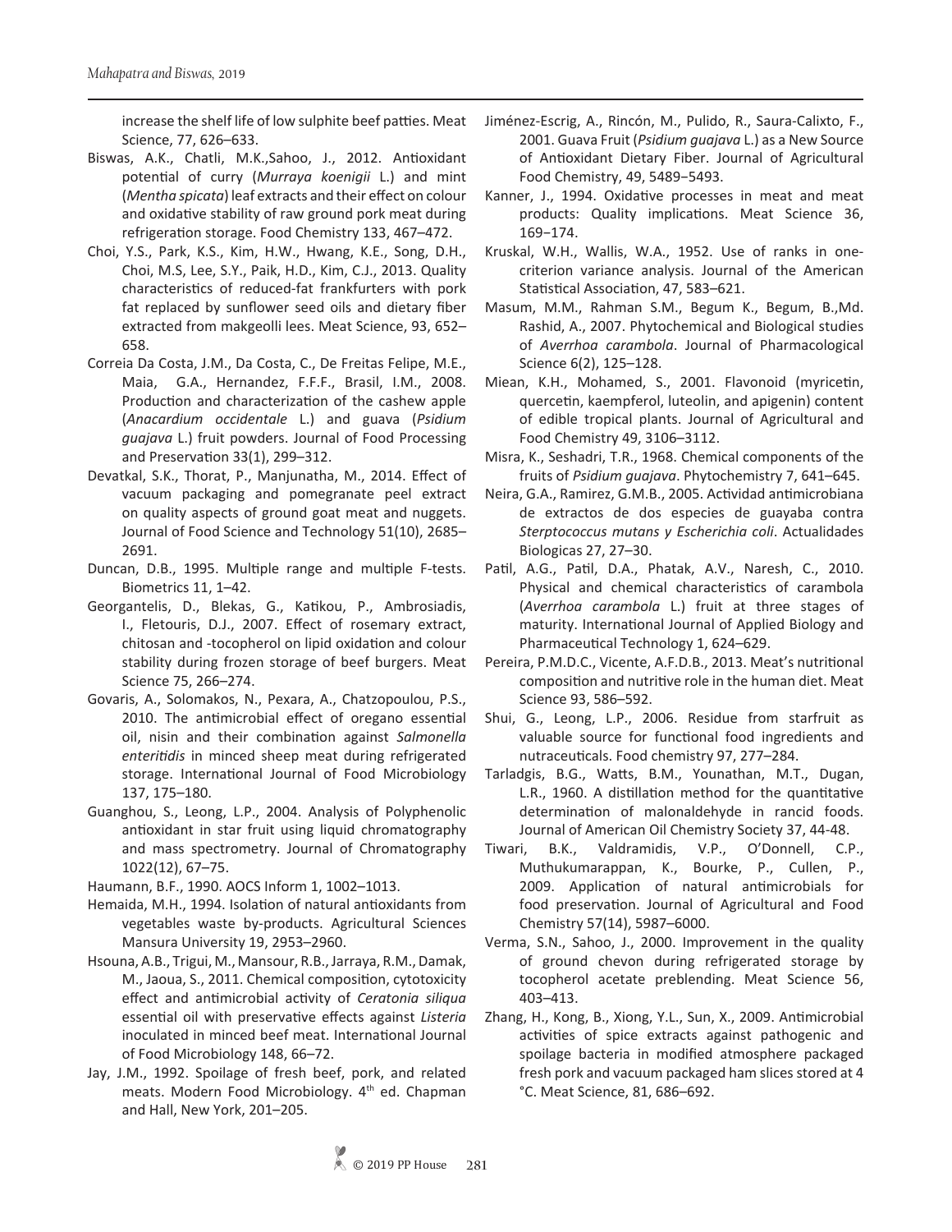increase the shelf life of low sulphite beef patties. Meat Science, 77, 626–633.

Biswas, A.K., Chatli, M.K.,Sahoo, J., 2012. Antioxidant potential of curry (*Murraya koenigii* L.) and mint (*Mentha spicata*) leaf extracts and their effect on colour and oxidative stability of raw ground pork meat during refrigeration storage. Food Chemistry 133, 467–472.

Choi, Y.S., Park, K.S., Kim, H.W., Hwang, K.E., Song, D.H., Choi, M.S, Lee, S.Y., Paik, H.D., Kim, C.J., 2013. Quality characteristics of reduced-fat frankfurters with pork fat replaced by sunflower seed oils and dietary fiber extracted from makgeolli lees. Meat Science, 93, 652–658.

Correia Da Costa, J.M., Da Costa, C., De Freitas Felipe, M.E., Maia, G.A., Hernandez, F.F.F., Brasil, I.M., 2008. Production and characterization of the cashew apple (*Anacardium occidentale* L.) and guava (*Psidium guajava* L.) fruit powders. Journal of Food Processing and Preservation 33(1), 299–312.

Devatkal, S.K., Thorat, P., Manjunatha, M., 2014. Effect of vacuum packaging and pomegranate peel extract on quality aspects of ground goat meat and nuggets. Journal of Food Science and Technology 51(10), 2685–2691.

Duncan, D.B., 1995. Multiple range and multiple F-tests. Biometrics 11, 1–42.

Georgantelis, D., Blekas, G., Katikou, P., Ambrosiadis, I., Fletouris, D.J., 2007. Effect of rosemary extract, chitosan and -tocopherol on lipid oxidation and colour stability during frozen storage of beef burgers. Meat Science 75, 266–274.

Govaris, A., Solomakos, N., Pexara, A., Chatzopoulou, P.S., 2010. The antimicrobial effect of oregano essential oil, nisin and their combination against *Salmonella enteritidis* in minced sheep meat during refrigerated storage. International Journal of Food Microbiology 137, 175–180.

Guanghou, S., Leong, L.P., 2004. Analysis of Polyphenolic antioxidant in star fruit using liquid chromatography and mass spectrometry. Journal of Chromatography 1022(12), 67–75.

Haumann, B.F., 1990. AOCS Inform 1, 1002–1013.

Hemaida, M.H., 1994. Isolation of natural antioxidants from vegetables waste by-products. Agricultural Sciences Mansura University 19, 2953–2960.

Hsouna, A.B., Trigui, M., Mansour, R.B., Jarraya, R.M., Damak, M., Jaoua, S., 2011. Chemical composition, cytotoxicity effect and antimicrobial activity of *Ceratonia siliqua* essential oil with preservative effects against *Listeria* inoculated in minced beef meat. International Journal of Food Microbiology 148, 66–72.

Jay, J.M., 1992. Spoilage of fresh beef, pork, and related meats. Modern Food Microbiology. 4th ed. Chapman and Hall, New York, 201–205.

Jiménez-Escrig, A., Rincón, M., Pulido, R., Saura-Calixto, F., 2001. Guava Fruit (*Psidium guajava* L.) as a New Source of Antioxidant Dietary Fiber. Journal of Agricultural Food Chemistry, 49, 5489−5493.

Kanner, J., 1994. Oxidative processes in meat and meat products: Quality implications. Meat Science 36, 169−174.

Kruskal, W.H., Wallis, W.A., 1952. Use of ranks in one-criterion variance analysis. Journal of the American Statistical Association, 47, 583–621.

Masum, M.M., Rahman S.M., Begum K., Begum, B.,Md. Rashid, A., 2007. Phytochemical and Biological studies of *Averrhoa carambola*. Journal of Pharmacological Science 6(2), 125–128.

Miean, K.H., Mohamed, S., 2001. Flavonoid (myricetin, quercetin, kaempferol, luteolin, and apigenin) content of edible tropical plants. Journal of Agricultural and Food Chemistry 49, 3106–3112.

Misra, K., Seshadri, T.R., 1968. Chemical components of the fruits of *Psidium guajava*. Phytochemistry 7, 641–645.

Neira, G.A., Ramirez, G.M.B., 2005. Actividad antimicrobiana de extractos de dos especies de guayaba contra *Sterptococcus mutans y Escherichia coli*. Actualidades Biologicas 27, 27–30.

Patil, A.G., Patil, D.A., Phatak, A.V., Naresh, C., 2010. Physical and chemical characteristics of carambola (*Averrhoa carambola* L.) fruit at three stages of maturity. International Journal of Applied Biology and Pharmaceutical Technology 1, 624–629.

Pereira, P.M.D.C., Vicente, A.F.D.B., 2013. Meat's nutritional composition and nutritive role in the human diet. Meat Science 93, 586–592.

Shui, G., Leong, L.P., 2006. Residue from starfruit as valuable source for functional food ingredients and nutraceuticals. Food chemistry 97, 277–284.

Tarladgis, B.G., Watts, B.M., Younathan, M.T., Dugan, L.R., 1960. A distillation method for the quantitative determination of malonaldehyde in rancid foods. Journal of American Oil Chemistry Society 37, 44-48.

Tiwari, B.K., Valdramidis, V.P., O'Donnell, C.P., Muthukumarappan, K., Bourke, P., Cullen, P., 2009. Application of natural antimicrobials for food preservation. Journal of Agricultural and Food Chemistry 57(14), 5987–6000.

Verma, S.N., Sahoo, J., 2000. Improvement in the quality of ground chevon during refrigerated storage by tocopherol acetate preblending. Meat Science 56, 403–413.

Zhang, H., Kong, B., Xiong, Y.L., Sun, X., 2009. Antimicrobial activities of spice extracts against pathogenic and spoilage bacteria in modified atmosphere packaged fresh pork and vacuum packaged ham slices stored at 4 °C. Meat Science, 81, 686–692.